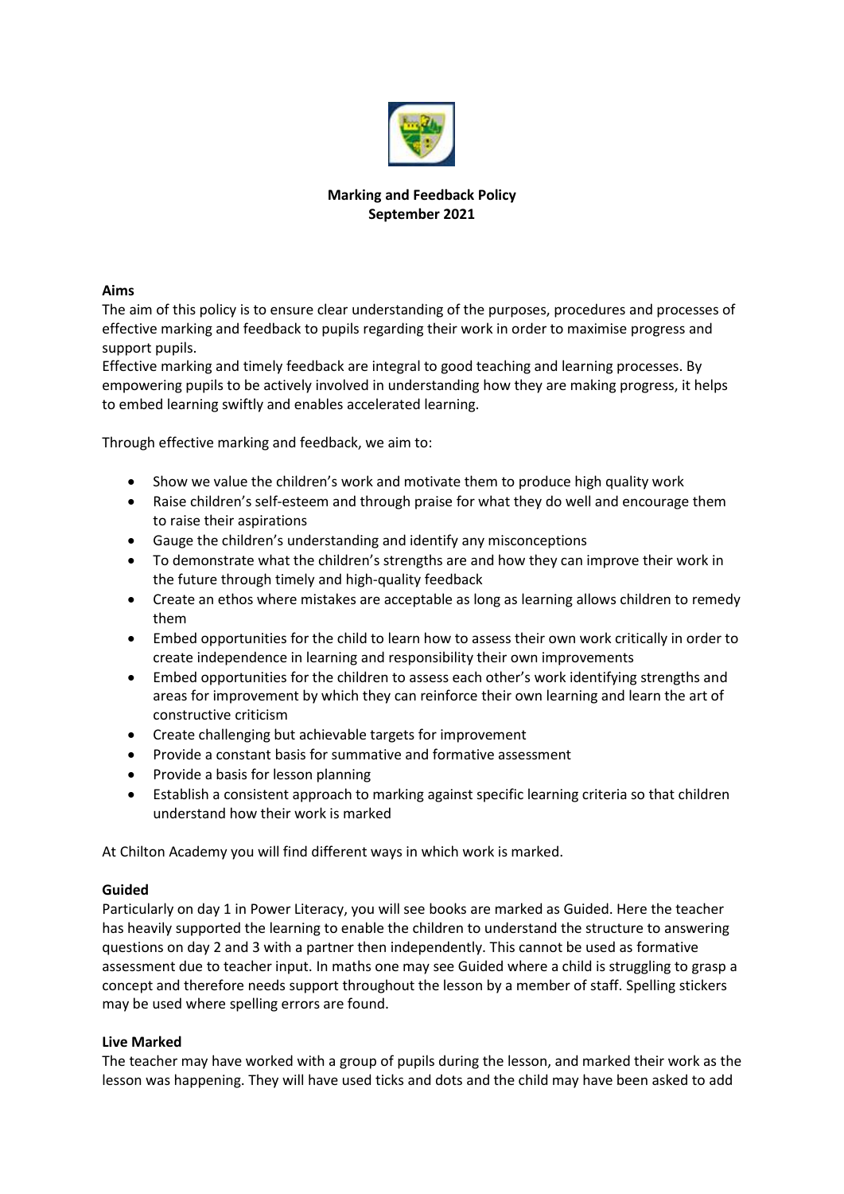**Marking and Feedback Policy**
**September 2021**

**Aims**

The aim of this policy is to ensure clear understanding of the purposes, procedures and processes of effective marking and feedback to pupils regarding their work in order to maximise progress and support pupils.

Effective marking and timely feedback are integral to good teaching and learning processes. By empowering pupils to be actively involved in understanding how they are making progress, it helps to embed learning swiftly and enables accelerated learning.

Through effective marking and feedback, we aim to:

- Show we value the children's work and motivate them to produce high quality work
- Raise children's self-esteem and through praise for what they do well and encourage them to raise their aspirations
- Gauge the children's understanding and identify any misconceptions
- To demonstrate what the children's strengths are and how they can improve their work in the future through timely and high-quality feedback
- Create an ethos where mistakes are acceptable as long as learning allows children to remedy them
- Embed opportunities for the child to learn how to assess their own work critically in order to create independence in learning and responsibility their own improvements
- Embed opportunities for the children to assess each other's work identifying strengths and areas for improvement by which they can reinforce their own learning and learn the art of constructive criticism
- Create challenging but achievable targets for improvement
- Provide a constant basis for summative and formative assessment
- Provide a basis for lesson planning
- Establish a consistent approach to marking against specific learning criteria so that children understand how their work is marked

At Chilton Academy you will find different ways in which work is marked.

**Guided**

Particularly on day 1 in Power Literacy, you will see books are marked as Guided. Here the teacher has heavily supported the learning to enable the children to understand the structure to answering questions on day 2 and 3 with a partner then independently. This cannot be used as formative assessment due to teacher input. In maths one may see Guided where a child is struggling to grasp a concept and therefore needs support throughout the lesson by a member of staff. Spelling stickers may be used where spelling errors are found.

**Live Marked**

The teacher may have worked with a group of pupils during the lesson, and marked their work as the lesson was happening. They will have used ticks and dots and the child may have been asked to add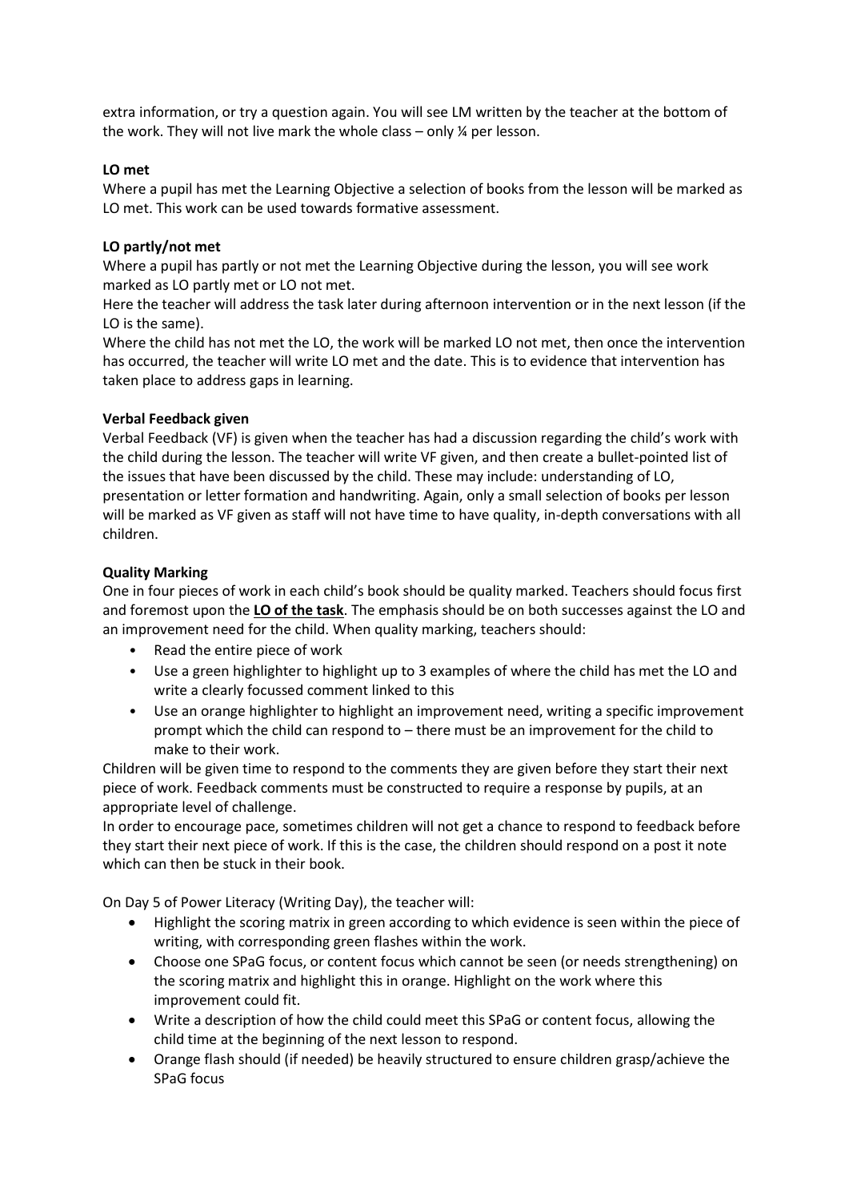extra information, or try a question again. You will see LM written by the teacher at the bottom of the work. They will not live mark the whole class – only ¼ per lesson.

**LO met**

Where a pupil has met the Learning Objective a selection of books from the lesson will be marked as LO met. This work can be used towards formative assessment.

**LO partly/not met**

Where a pupil has partly or not met the Learning Objective during the lesson, you will see work marked as LO partly met or LO not met.

Here the teacher will address the task later during afternoon intervention or in the next lesson (if the LO is the same).

Where the child has not met the LO, the work will be marked LO not met, then once the intervention has occurred, the teacher will write LO met and the date. This is to evidence that intervention has taken place to address gaps in learning.

**Verbal Feedback given**

Verbal Feedback (VF) is given when the teacher has had a discussion regarding the child's work with the child during the lesson. The teacher will write VF given, and then create a bullet-pointed list of the issues that have been discussed by the child. These may include: understanding of LO, presentation or letter formation and handwriting. Again, only a small selection of books per lesson will be marked as VF given as staff will not have time to have quality, in-depth conversations with all children.

**Quality Marking**

One in four pieces of work in each child's book should be quality marked. Teachers should focus first and foremost upon the **<u>LO of the task</u>**. The emphasis should be on both successes against the LO and an improvement need for the child. When quality marking, teachers should:

- Read the entire piece of work
- Use a green highlighter to highlight up to 3 examples of where the child has met the LO and write a clearly focussed comment linked to this
- Use an orange highlighter to highlight an improvement need, writing a specific improvement prompt which the child can respond to – there must be an improvement for the child to make to their work.

Children will be given time to respond to the comments they are given before they start their next piece of work. Feedback comments must be constructed to require a response by pupils, at an appropriate level of challenge.

In order to encourage pace, sometimes children will not get a chance to respond to feedback before they start their next piece of work. If this is the case, the children should respond on a post it note which can then be stuck in their book.

On Day 5 of Power Literacy (Writing Day), the teacher will:

- Highlight the scoring matrix in green according to which evidence is seen within the piece of writing, with corresponding green flashes within the work.
- Choose one SPaG focus, or content focus which cannot be seen (or needs strengthening) on the scoring matrix and highlight this in orange. Highlight on the work where this improvement could fit.
- Write a description of how the child could meet this SPaG or content focus, allowing the child time at the beginning of the next lesson to respond.
- Orange flash should (if needed) be heavily structured to ensure children grasp/achieve the SPaG focus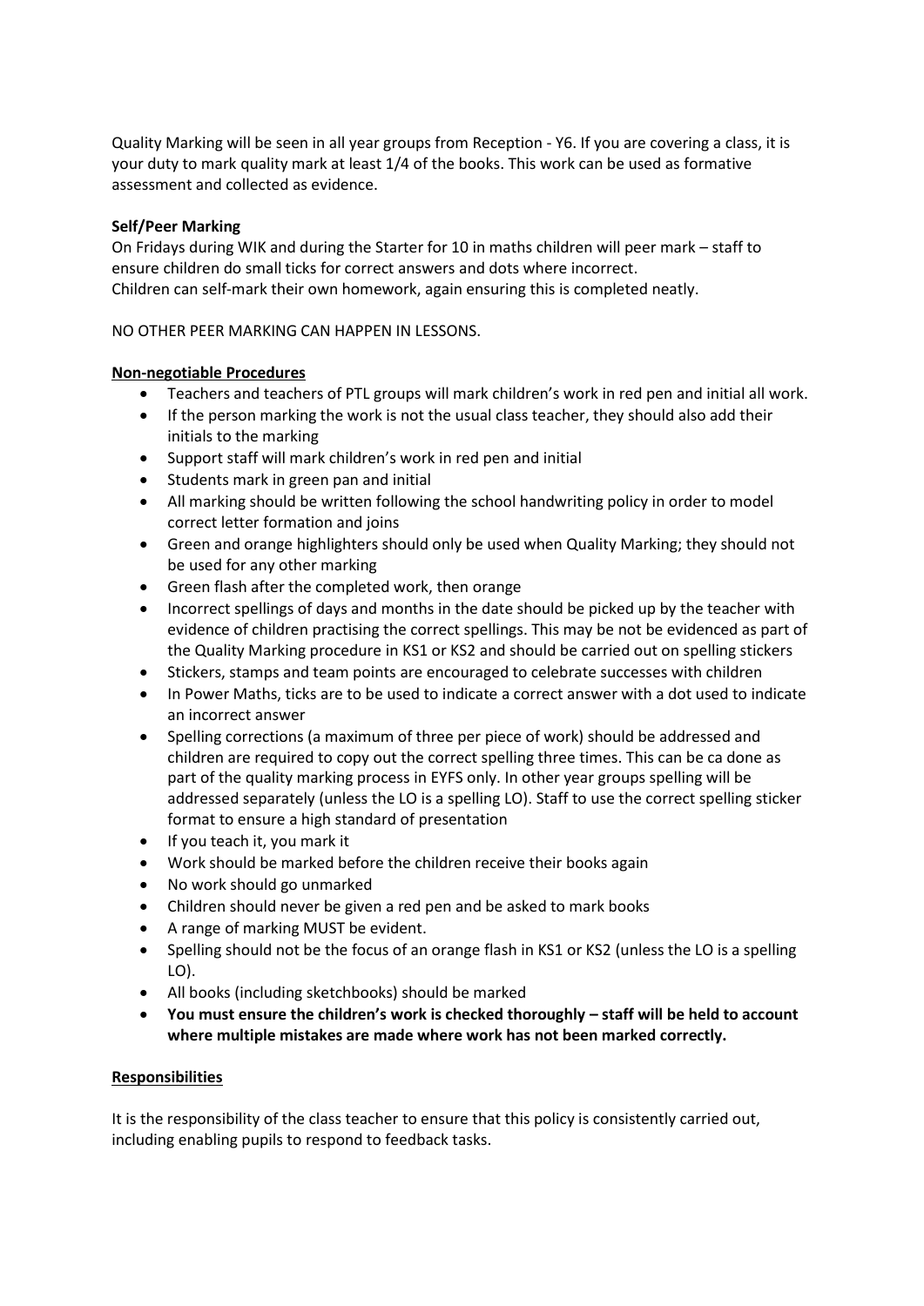Quality Marking will be seen in all year groups from Reception - Y6. If you are covering a class, it is your duty to mark quality mark at least 1/4 of the books. This work can be used as formative assessment and collected as evidence.

**Self/Peer Marking**

On Fridays during WIK and during the Starter for 10 in maths children will peer mark – staff to ensure children do small ticks for correct answers and dots where incorrect.
Children can self-mark their own homework, again ensuring this is completed neatly.

NO OTHER PEER MARKING CAN HAPPEN IN LESSONS.

**Non-negotiable Procedures**

- Teachers and teachers of PTL groups will mark children's work in red pen and initial all work.
- If the person marking the work is not the usual class teacher, they should also add their initials to the marking
- Support staff will mark children's work in red pen and initial
- Students mark in green pan and initial
- All marking should be written following the school handwriting policy in order to model correct letter formation and joins
- Green and orange highlighters should only be used when Quality Marking; they should not be used for any other marking
- Green flash after the completed work, then orange
- Incorrect spellings of days and months in the date should be picked up by the teacher with evidence of children practising the correct spellings. This may be not be evidenced as part of the Quality Marking procedure in KS1 or KS2 and should be carried out on spelling stickers
- Stickers, stamps and team points are encouraged to celebrate successes with children
- In Power Maths, ticks are to be used to indicate a correct answer with a dot used to indicate an incorrect answer
- Spelling corrections (a maximum of three per piece of work) should be addressed and children are required to copy out the correct spelling three times. This can be ca done as part of the quality marking process in EYFS only. In other year groups spelling will be addressed separately (unless the LO is a spelling LO). Staff to use the correct spelling sticker format to ensure a high standard of presentation
- If you teach it, you mark it
- Work should be marked before the children receive their books again
- No work should go unmarked
- Children should never be given a red pen and be asked to mark books
- A range of marking MUST be evident.
- Spelling should not be the focus of an orange flash in KS1 or KS2 (unless the LO is a spelling LO).
- All books (including sketchbooks) should be marked
- **You must ensure the children's work is checked thoroughly – staff will be held to account where multiple mistakes are made where work has not been marked correctly.**

**Responsibilities**

It is the responsibility of the class teacher to ensure that this policy is consistently carried out, including enabling pupils to respond to feedback tasks.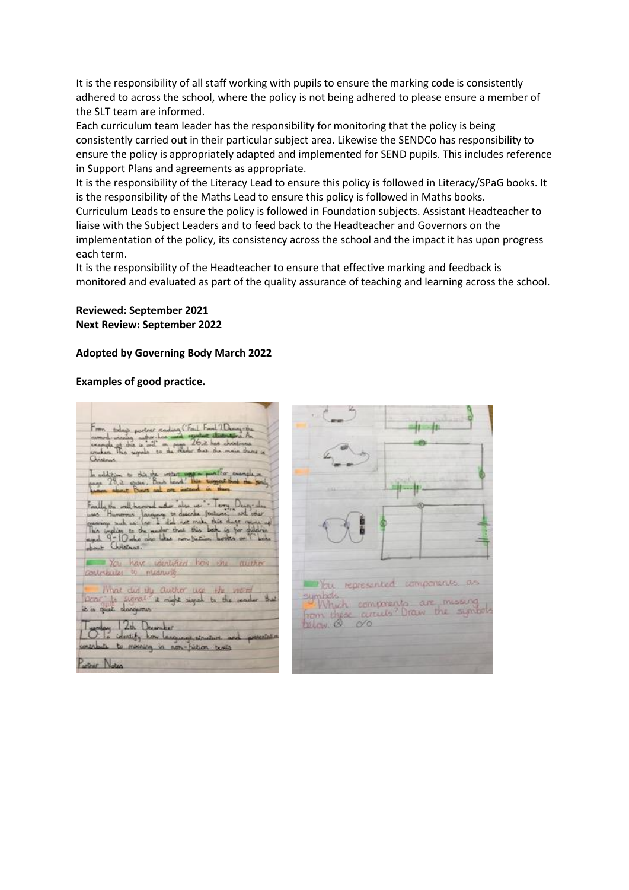It is the responsibility of all staff working with pupils to ensure the marking code is consistently adhered to across the school, where the policy is not being adhered to please ensure a member of the SLT team are informed.

Each curriculum team leader has the responsibility for monitoring that the policy is being consistently carried out in their particular subject area. Likewise the SENDCo has responsibility to ensure the policy is appropriately adapted and implemented for SEND pupils. This includes reference in Support Plans and agreements as appropriate.

It is the responsibility of the Literacy Lead to ensure this policy is followed in Literacy/SPaG books. It is the responsibility of the Maths Lead to ensure this policy is followed in Maths books.

Curriculum Leads to ensure the policy is followed in Foundation subjects. Assistant Headteacher to liaise with the Subject Leaders and to feed back to the Headteacher and Governors on the implementation of the policy, its consistency across the school and the impact it has upon progress each term.

It is the responsibility of the Headteacher to ensure that effective marking and feedback is monitored and evaluated as part of the quality assurance of teaching and learning across the school.

**Reviewed: September 2021**
**Next Review: September 2022**

**Adopted by Governing Body March 2022**

**Examples of good practice.**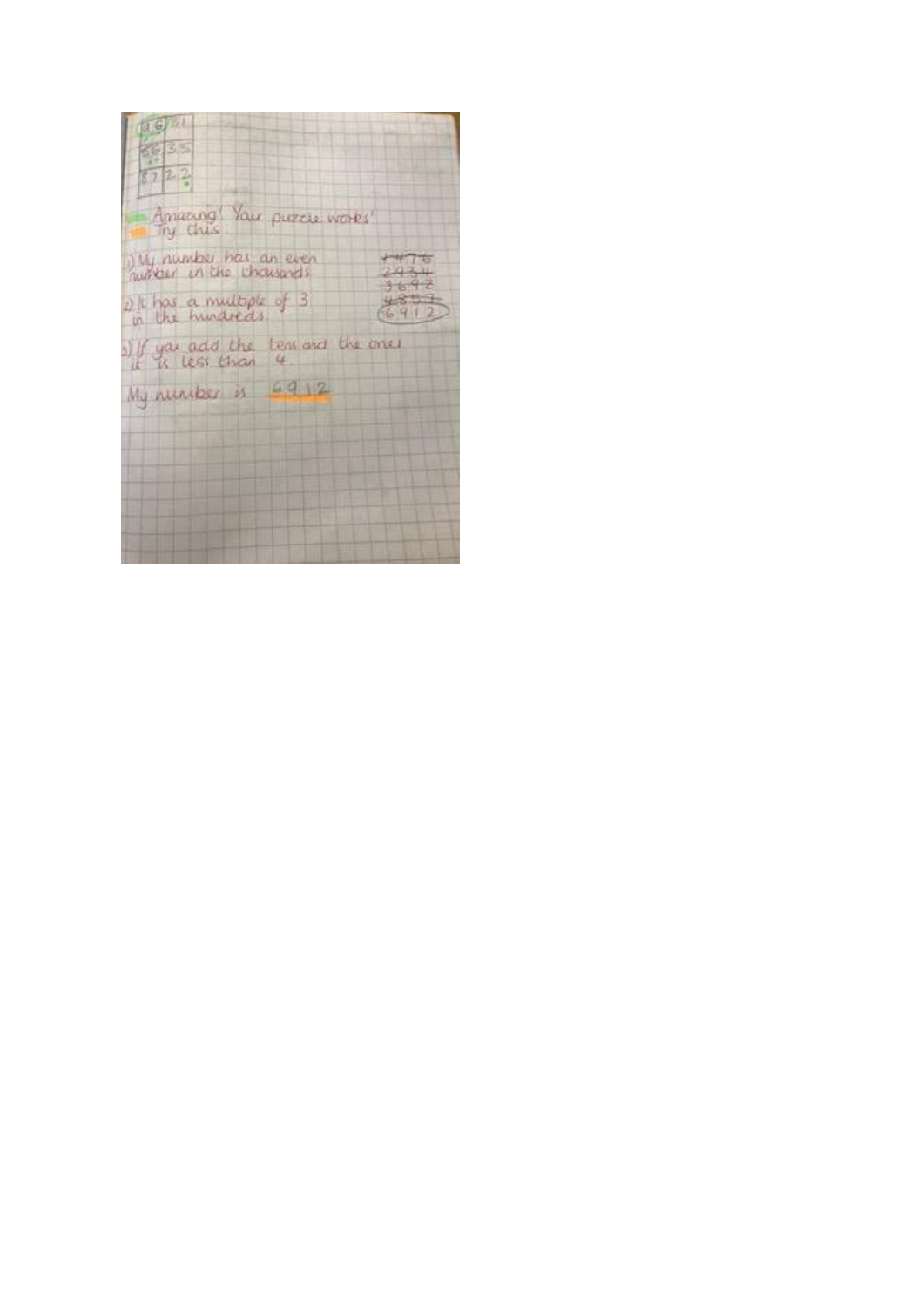| | |
|---|---|
| 16 | 21 |
| 56 | 35 |
| 87 | 22 |

Amazing! Your puzzle works!

Try this

1) My number has an even number in the thousands

2) It has a multiple of 3 in the hundreds

3) If you add the tens and the ones it is less than 4

My number is 6912

~~1476~~
~~2934~~
~~3698~~
~~4857~~
6912